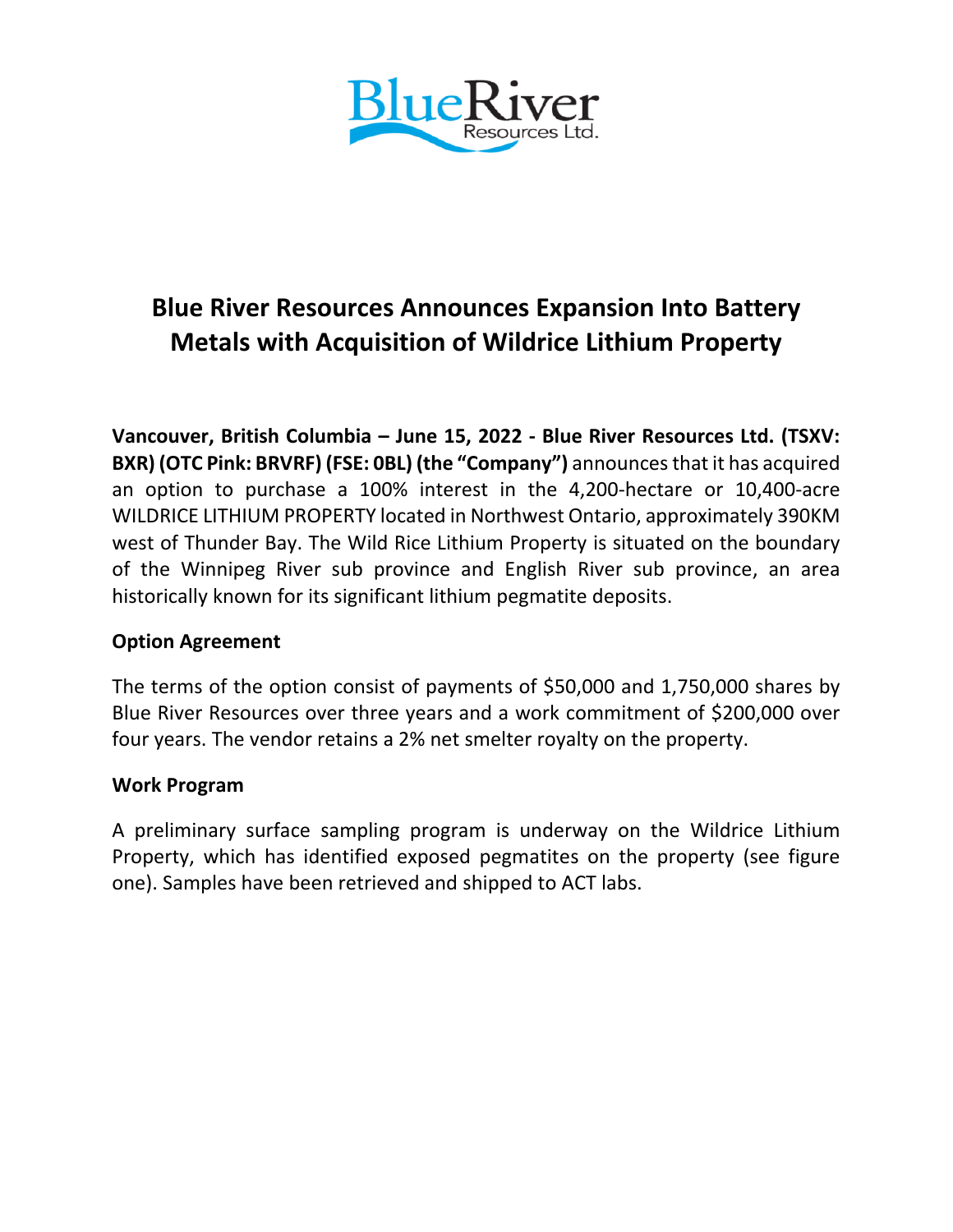# Blue River Resources Announces Expansion Into Battery Metals with Acquisition of Wildrice Lithium Property

**Vancouver, British Columbia – June 15, 2022 - Blue River Resources Ltd. (TSXV: BXR) (OTC Pink: BRVRF) (FSE: 0BL) (the "Company")** announces that it has acquired an option to purchase a 100% interest in the 4,200-hectare or 10,400-acre WILDRICE LITHIUM PROPERTY located in Northwest Ontario, approximately 390KM west of Thunder Bay. The Wild Rice Lithium Property is situated on the boundary of the Winnipeg River sub province and English River sub province, an area historically known for its significant lithium pegmatite deposits.

## Option Agreement

The terms of the option consist of payments of $50,000 and 1,750,000 shares by Blue River Resources over three years and a work commitment of $200,000 over four years. The vendor retains a 2% net smelter royalty on the property.

## Work Program

A preliminary surface sampling program is underway on the Wildrice Lithium Property, which has identified exposed pegmatites on the property (see figure one). Samples have been retrieved and shipped to ACT labs.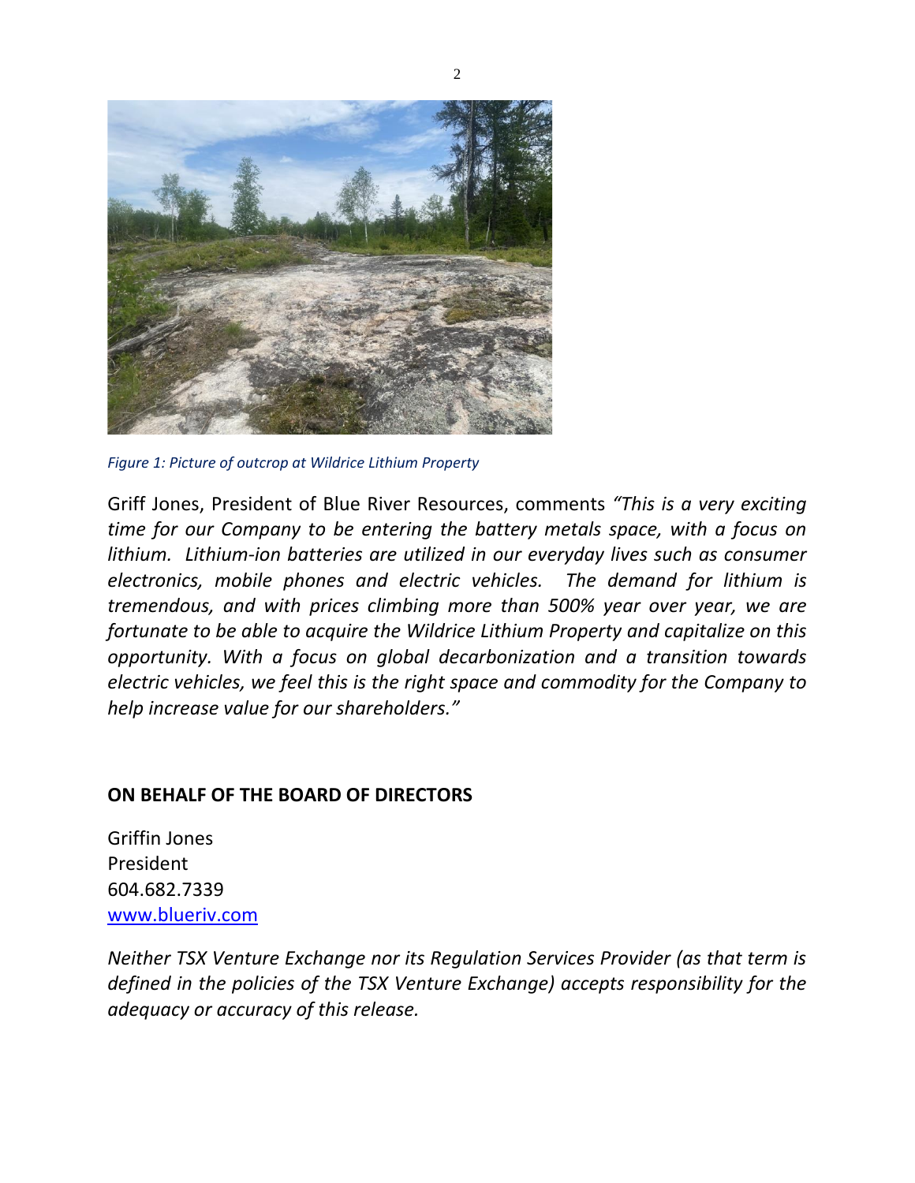*Figure 1: Picture of outcrop at Wildrice Lithium Property*

Griff Jones, President of Blue River Resources, comments *"This is a very exciting time for our Company to be entering the battery metals space, with a focus on lithium. Lithium-ion batteries are utilized in our everyday lives such as consumer electronics, mobile phones and electric vehicles. The demand for lithium is tremendous, and with prices climbing more than 500% year over year, we are fortunate to be able to acquire the Wildrice Lithium Property and capitalize on this opportunity. With a focus on global decarbonization and a transition towards electric vehicles, we feel this is the right space and commodity for the Company to help increase value for our shareholders."*

**ON BEHALF OF THE BOARD OF DIRECTORS**

Griffin Jones  
President  
604.682.7339  
www.blueriv.com

*Neither TSX Venture Exchange nor its Regulation Services Provider (as that term is defined in the policies of the TSX Venture Exchange) accepts responsibility for the adequacy or accuracy of this release.*